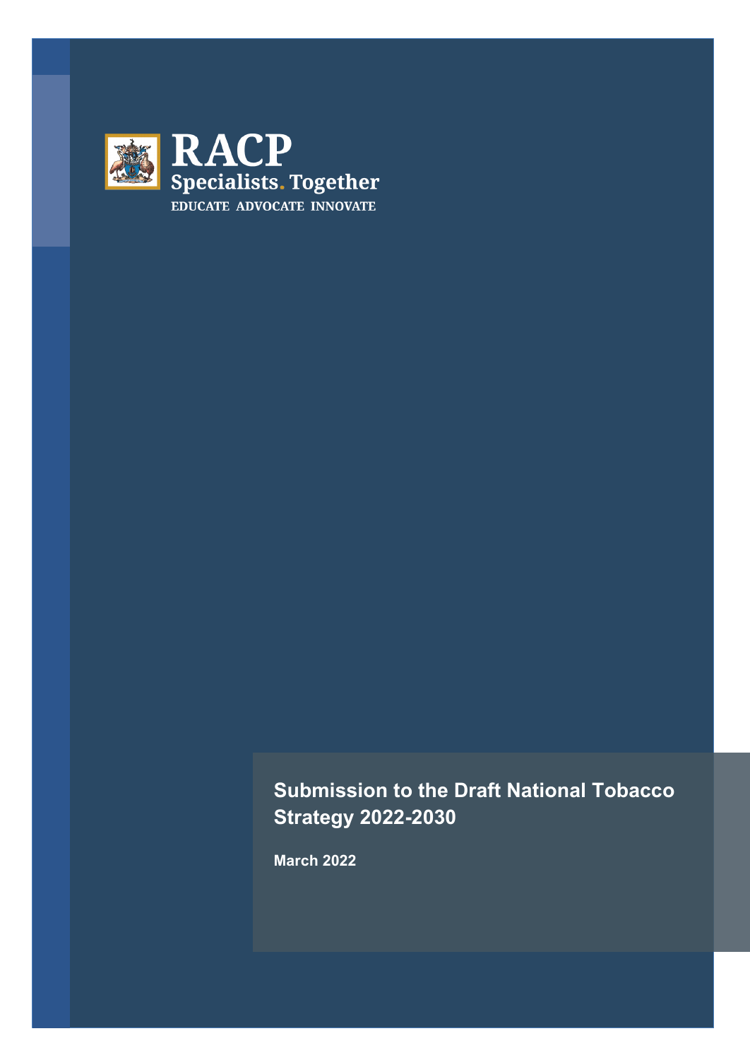RACP

Specialists. Together

EDUCATE ADVOCATE INNOVATE

# Submission to the Draft National Tobacco Strategy 2022-2030

**March 2022**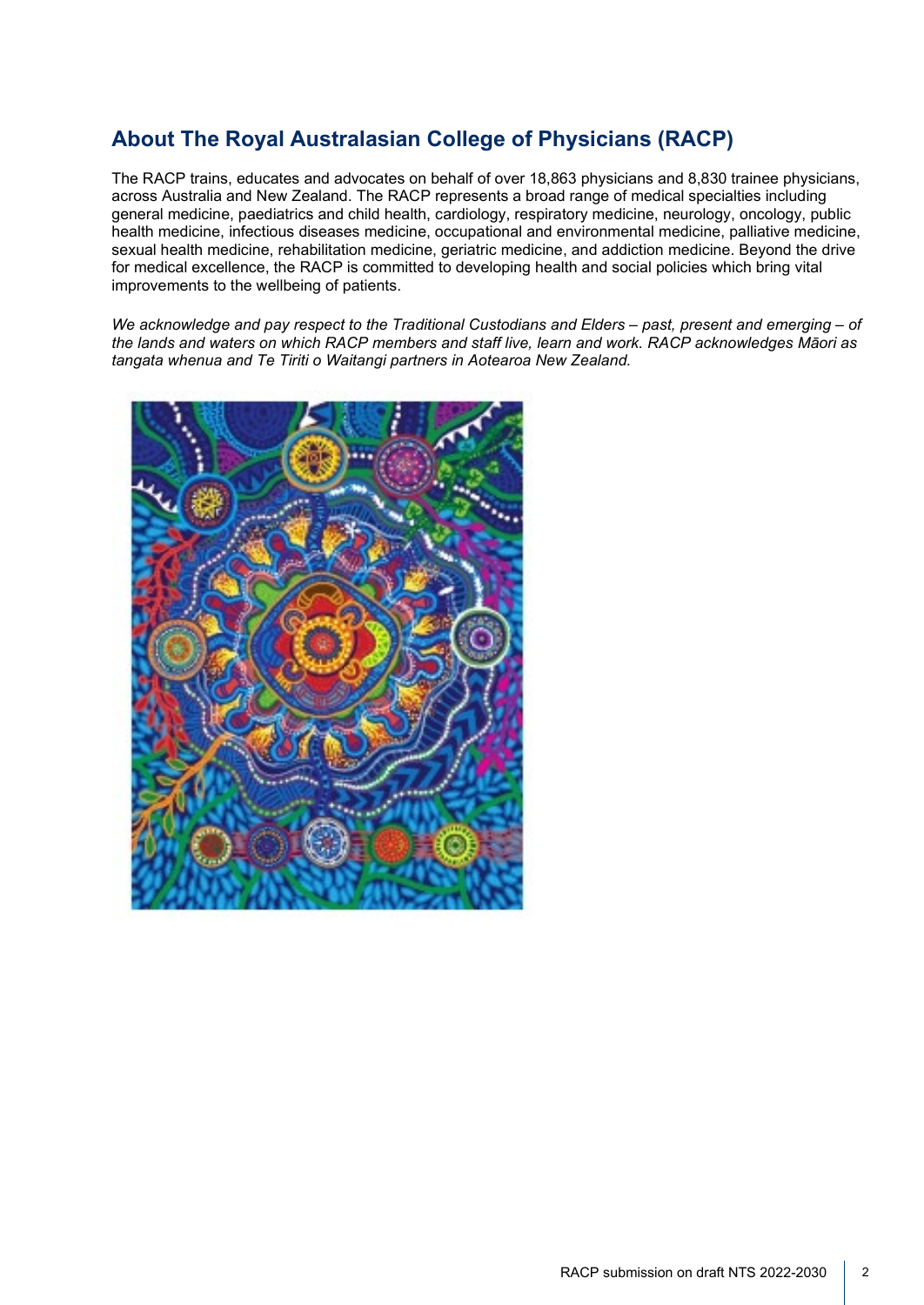## About The Royal Australasian College of Physicians (RACP)

The RACP trains, educates and advocates on behalf of over 18,863 physicians and 8,830 trainee physicians, across Australia and New Zealand. The RACP represents a broad range of medical specialties including general medicine, paediatrics and child health, cardiology, respiratory medicine, neurology, oncology, public health medicine, infectious diseases medicine, occupational and environmental medicine, palliative medicine, sexual health medicine, rehabilitation medicine, geriatric medicine, and addiction medicine. Beyond the drive for medical excellence, the RACP is committed to developing health and social policies which bring vital improvements to the wellbeing of patients.

*We acknowledge and pay respect to the Traditional Custodians and Elders – past, present and emerging – of the lands and waters on which RACP members and staff live, learn and work. RACP acknowledges Māori as tangata whenua and Te Tiriti o Waitangi partners in Aotearoa New Zealand.*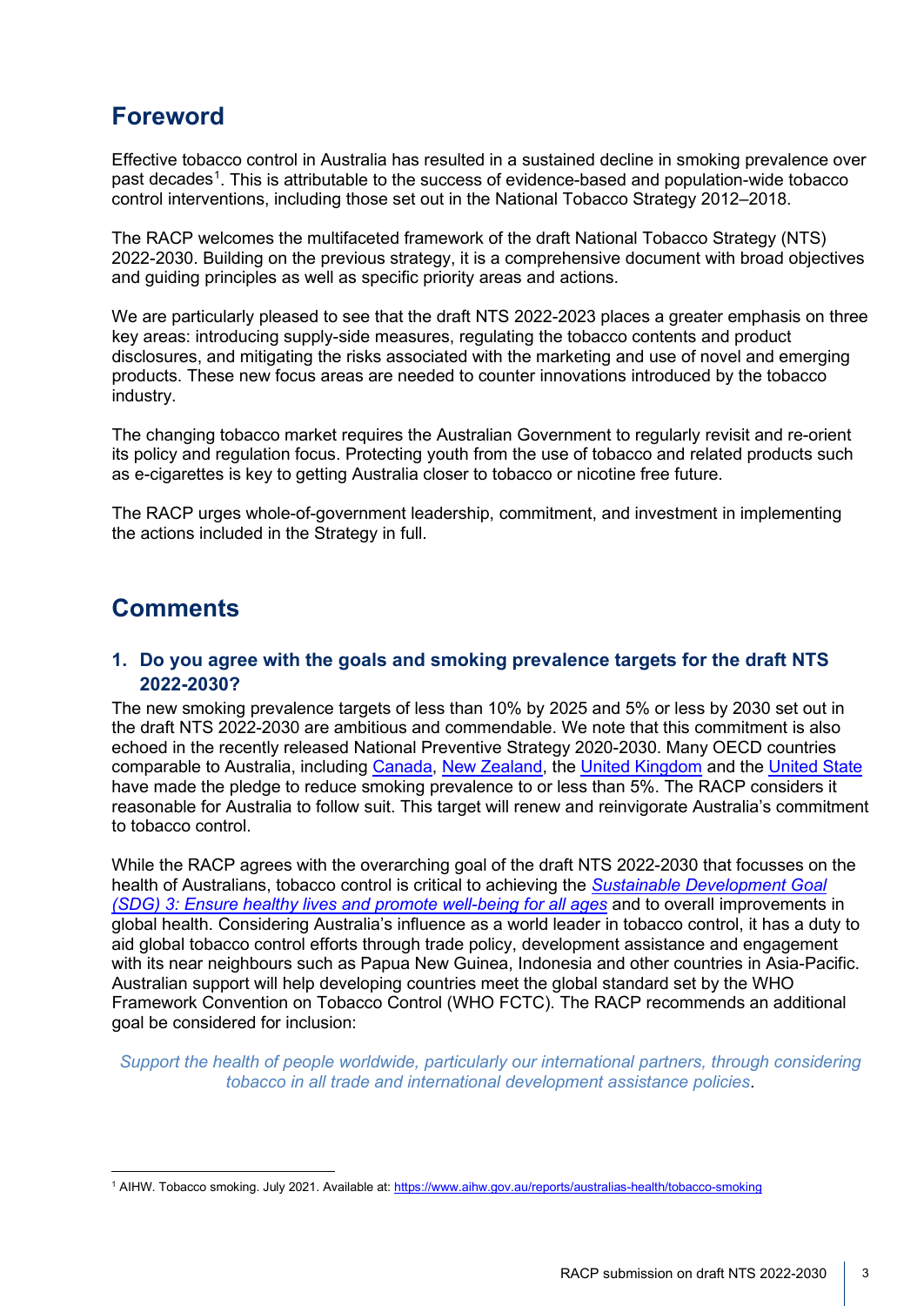## Foreword

Effective tobacco control in Australia has resulted in a sustained decline in smoking prevalence over past decades[1]. This is attributable to the success of evidence-based and population-wide tobacco control interventions, including those set out in the National Tobacco Strategy 2012–2018.

The RACP welcomes the multifaceted framework of the draft National Tobacco Strategy (NTS) 2022-2030. Building on the previous strategy, it is a comprehensive document with broad objectives and guiding principles as well as specific priority areas and actions.

We are particularly pleased to see that the draft NTS 2022-2023 places a greater emphasis on three key areas: introducing supply-side measures, regulating the tobacco contents and product disclosures, and mitigating the risks associated with the marketing and use of novel and emerging products. These new focus areas are needed to counter innovations introduced by the tobacco industry.

The changing tobacco market requires the Australian Government to regularly revisit and re-orient its policy and regulation focus. Protecting youth from the use of tobacco and related products such as e-cigarettes is key to getting Australia closer to tobacco or nicotine free future.

The RACP urges whole-of-government leadership, commitment, and investment in implementing the actions included in the Strategy in full.

## Comments

### 1. Do you agree with the goals and smoking prevalence targets for the draft NTS 2022-2030?

The new smoking prevalence targets of less than 10% by 2025 and 5% or less by 2030 set out in the draft NTS 2022-2030 are ambitious and commendable. We note that this commitment is also echoed in the recently released National Preventive Strategy 2020-2030. Many OECD countries comparable to Australia, including Canada, New Zealand, the United Kingdom and the United State have made the pledge to reduce smoking prevalence to or less than 5%. The RACP considers it reasonable for Australia to follow suit. This target will renew and reinvigorate Australia's commitment to tobacco control.

While the RACP agrees with the overarching goal of the draft NTS 2022-2030 that focusses on the health of Australians, tobacco control is critical to achieving the *Sustainable Development Goal (SDG) 3: Ensure healthy lives and promote well-being for all ages* and to overall improvements in global health. Considering Australia's influence as a world leader in tobacco control, it has a duty to aid global tobacco control efforts through trade policy, development assistance and engagement with its near neighbours such as Papua New Guinea, Indonesia and other countries in Asia-Pacific. Australian support will help developing countries meet the global standard set by the WHO Framework Convention on Tobacco Control (WHO FCTC). The RACP recommends an additional goal be considered for inclusion:

*Support the health of people worldwide, particularly our international partners, through considering tobacco in all trade and international development assistance policies*.

[1] AIHW. Tobacco smoking. July 2021. Available at: https://www.aihw.gov.au/reports/australias-health/tobacco-smoking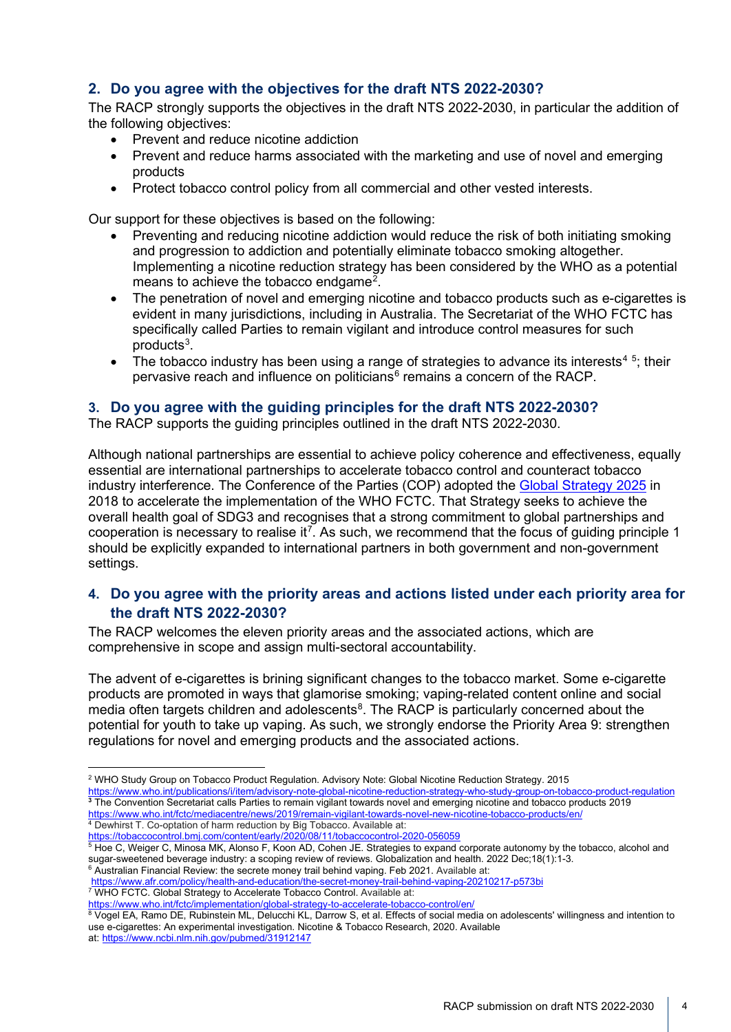## 2. Do you agree with the objectives for the draft NTS 2022-2030?

The RACP strongly supports the objectives in the draft NTS 2022-2030, in particular the addition of the following objectives:

- Prevent and reduce nicotine addiction
- Prevent and reduce harms associated with the marketing and use of novel and emerging products
- Protect tobacco control policy from all commercial and other vested interests.

Our support for these objectives is based on the following:

- Preventing and reducing nicotine addiction would reduce the risk of both initiating smoking and progression to addiction and potentially eliminate tobacco smoking altogether. Implementing a nicotine reduction strategy has been considered by the WHO as a potential means to achieve the tobacco endgame[2].
- The penetration of novel and emerging nicotine and tobacco products such as e-cigarettes is evident in many jurisdictions, including in Australia. The Secretariat of the WHO FCTC has specifically called Parties to remain vigilant and introduce control measures for such products[3].
- The tobacco industry has been using a range of strategies to advance its interests[4] [5]; their pervasive reach and influence on politicians[6] remains a concern of the RACP.

## 3. Do you agree with the guiding principles for the draft NTS 2022-2030?

The RACP supports the guiding principles outlined in the draft NTS 2022-2030.

Although national partnerships are essential to achieve policy coherence and effectiveness, equally essential are international partnerships to accelerate tobacco control and counteract tobacco industry interference. The Conference of the Parties (COP) adopted the [Global Strategy 2025](https://www.who.int/fctc/implementation/global-strategy-to-accelerate-tobacco-control/en/) in 2018 to accelerate the implementation of the WHO FCTC. That Strategy seeks to achieve the overall health goal of SDG3 and recognises that a strong commitment to global partnerships and cooperation is necessary to realise it[7]. As such, we recommend that the focus of guiding principle 1 should be explicitly expanded to international partners in both government and non-government settings.

## 4. Do you agree with the priority areas and actions listed under each priority area for the draft NTS 2022-2030?

The RACP welcomes the eleven priority areas and the associated actions, which are comprehensive in scope and assign multi-sectoral accountability.

The advent of e-cigarettes is brining significant changes to the tobacco market. Some e-cigarette products are promoted in ways that glamorise smoking; vaping-related content online and social media often targets children and adolescents[8]. The RACP is particularly concerned about the potential for youth to take up vaping. As such, we strongly endorse the Priority Area 9: strengthen regulations for novel and emerging products and the associated actions.

---

[2] WHO Study Group on Tobacco Product Regulation. Advisory Note: Global Nicotine Reduction Strategy. 2015 https://www.who.int/publications/i/item/advisory-note-global-nicotine-reduction-strategy-who-study-group-on-tobacco-product-regulation

[3] The Convention Secretariat calls Parties to remain vigilant towards novel and emerging nicotine and tobacco products 2019 https://www.who.int/fctc/mediacentre/news/2019/remain-vigilant-towards-novel-new-nicotine-tobacco-products/en/

[4] Dewhirst T. Co-optation of harm reduction by Big Tobacco. Available at: https://tobaccocontrol.bmj.com/content/early/2020/08/11/tobaccocontrol-2020-056059

[5] Hoe C, Weiger C, Minosa MK, Alonso F, Koon AD, Cohen JE. Strategies to expand corporate autonomy by the tobacco, alcohol and sugar-sweetened beverage industry: a scoping review of reviews. Globalization and health. 2022 Dec;18(1):1-3.

[6] Australian Financial Review: the secrete money trail behind vaping. Feb 2021. Available at: https://www.afr.com/policy/health-and-education/the-secret-money-trail-behind-vaping-20210217-p573bi

[7] WHO FCTC. Global Strategy to Accelerate Tobacco Control. Available at: https://www.who.int/fctc/implementation/global-strategy-to-accelerate-tobacco-control/en/

[8] Vogel EA, Ramo DE, Rubinstein ML, Delucchi KL, Darrow S, et al. Effects of social media on adolescents' willingness and intention to use e-cigarettes: An experimental investigation. Nicotine & Tobacco Research, 2020. Available at: https://www.ncbi.nlm.nih.gov/pubmed/31912147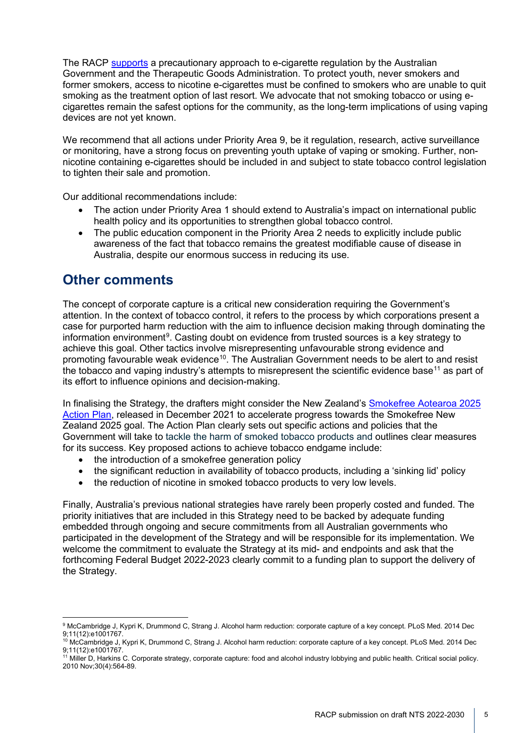The RACP [supports](#) a precautionary approach to e-cigarette regulation by the Australian Government and the Therapeutic Goods Administration. To protect youth, never smokers and former smokers, access to nicotine e-cigarettes must be confined to smokers who are unable to quit smoking as the treatment option of last resort. We advocate that not smoking tobacco or using e-cigarettes remain the safest options for the community, as the long-term implications of using vaping devices are not yet known.

We recommend that all actions under Priority Area 9, be it regulation, research, active surveillance or monitoring, have a strong focus on preventing youth uptake of vaping or smoking. Further, non-nicotine containing e-cigarettes should be included in and subject to state tobacco control legislation to tighten their sale and promotion.

Our additional recommendations include:

- The action under Priority Area 1 should extend to Australia's impact on international public health policy and its opportunities to strengthen global tobacco control.
- The public education component in the Priority Area 2 needs to explicitly include public awareness of the fact that tobacco remains the greatest modifiable cause of disease in Australia, despite our enormous success in reducing its use.

## Other comments

The concept of corporate capture is a critical new consideration requiring the Government's attention. In the context of tobacco control, it refers to the process by which corporations present a case for purported harm reduction with the aim to influence decision making through dominating the information environment[9]. Casting doubt on evidence from trusted sources is a key strategy to achieve this goal. Other tactics involve misrepresenting unfavourable strong evidence and promoting favourable weak evidence[10]. The Australian Government needs to be alert to and resist the tobacco and vaping industry's attempts to misrepresent the scientific evidence base[11] as part of its effort to influence opinions and decision-making.

In finalising the Strategy, the drafters might consider the New Zealand's [Smokefree Aotearoa 2025 Action Plan](#), released in December 2021 to accelerate progress towards the Smokefree New Zealand 2025 goal. The Action Plan clearly sets out specific actions and policies that the Government will take to tackle the harm of smoked tobacco products and outlines clear measures for its success. Key proposed actions to achieve tobacco endgame include:

- the introduction of a smokefree generation policy
- the significant reduction in availability of tobacco products, including a 'sinking lid' policy
- the reduction of nicotine in smoked tobacco products to very low levels.

Finally, Australia's previous national strategies have rarely been properly costed and funded. The priority initiatives that are included in this Strategy need to be backed by adequate funding embedded through ongoing and secure commitments from all Australian governments who participated in the development of the Strategy and will be responsible for its implementation. We welcome the commitment to evaluate the Strategy at its mid- and endpoints and ask that the forthcoming Federal Budget 2022-2023 clearly commit to a funding plan to support the delivery of the Strategy.

---

[9] McCambridge J, Kypri K, Drummond C, Strang J. Alcohol harm reduction: corporate capture of a key concept. PLoS Med. 2014 Dec 9;11(12):e1001767.

[10] McCambridge J, Kypri K, Drummond C, Strang J. Alcohol harm reduction: corporate capture of a key concept. PLoS Med. 2014 Dec 9;11(12):e1001767.

[11] Miller D, Harkins C. Corporate strategy, corporate capture: food and alcohol industry lobbying and public health. Critical social policy. 2010 Nov;30(4):564-89.